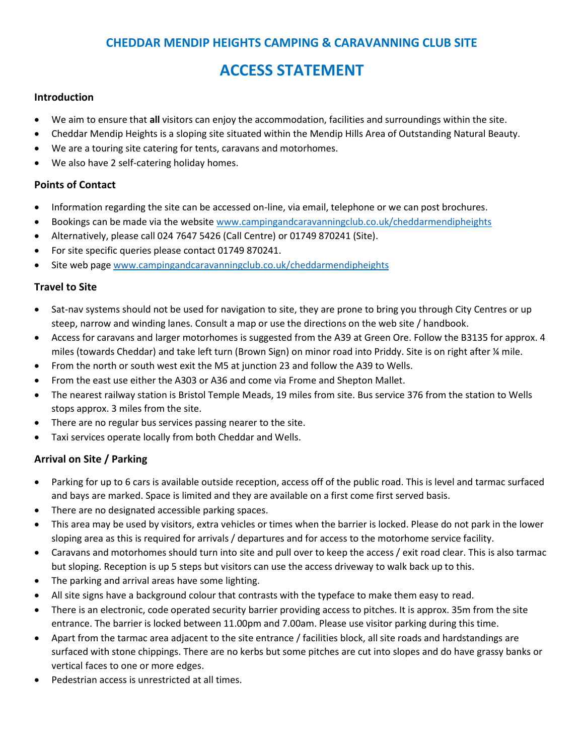## CHEDDAR MENDIP HEIGHTS CAMPING & CARAVANNING CLUB SITE

# ACCESS STATEMENT

### Introduction

- We aim to ensure that **all** visitors can enjoy the accommodation, facilities and surroundings within the site.
- Cheddar Mendip Heights is a sloping site situated within the Mendip Hills Area of Outstanding Natural Beauty.
- We are a touring site catering for tents, caravans and motorhomes.
- We also have 2 self-catering holiday homes.

### Points of Contact

- Information regarding the site can be accessed on-line, via email, telephone or we can post brochures.
- Bookings can be made via the website [www.campingandcaravanningclub.co.uk/cheddarmendipheights](www.campingandcaravanningclub.co.uk/cheddarmendipheights)
- Alternatively, please call 024 7647 5426 (Call Centre) or 01749 870241 (Site).
- For site specific queries please contact 01749 870241.
- Site web page [www.campingandcaravanningclub.co.uk/cheddarmendipheights](www.campingandcaravanningclub.co.uk/cheddarmendipheights)

### Travel to Site

- Sat-nav systems should not be used for navigation to site, they are prone to bring you through City Centres or up steep, narrow and winding lanes. Consult a map or use the directions on the web site / handbook.
- Access for caravans and larger motorhomes is suggested from the A39 at Green Ore. Follow the B3135 for approx. 4 miles (towards Cheddar) and take left turn (Brown Sign) on minor road into Priddy. Site is on right after ¼ mile.
- From the north or south west exit the M5 at junction 23 and follow the A39 to Wells.
- From the east use either the A303 or A36 and come via Frome and Shepton Mallet.
- The nearest railway station is Bristol Temple Meads, 19 miles from site. Bus service 376 from the station to Wells stops approx. 3 miles from the site.
- There are no regular bus services passing nearer to the site.
- Taxi services operate locally from both Cheddar and Wells.

### Arrival on Site / Parking

- Parking for up to 6 cars is available outside reception, access off of the public road. This is level and tarmac surfaced and bays are marked. Space is limited and they are available on a first come first served basis.
- There are no designated accessible parking spaces.
- This area may be used by visitors, extra vehicles or times when the barrier is locked. Please do not park in the lower sloping area as this is required for arrivals / departures and for access to the motorhome service facility.
- Caravans and motorhomes should turn into site and pull over to keep the access / exit road clear. This is also tarmac but sloping. Reception is up 5 steps but visitors can use the access driveway to walk back up to this.
- The parking and arrival areas have some lighting.
- All site signs have a background colour that contrasts with the typeface to make them easy to read.
- There is an electronic, code operated security barrier providing access to pitches. It is approx. 35m from the site entrance. The barrier is locked between 11.00pm and 7.00am. Please use visitor parking during this time.
- Apart from the tarmac area adjacent to the site entrance / facilities block, all site roads and hardstandings are surfaced with stone chippings. There are no kerbs but some pitches are cut into slopes and do have grassy banks or vertical faces to one or more edges.
- Pedestrian access is unrestricted at all times.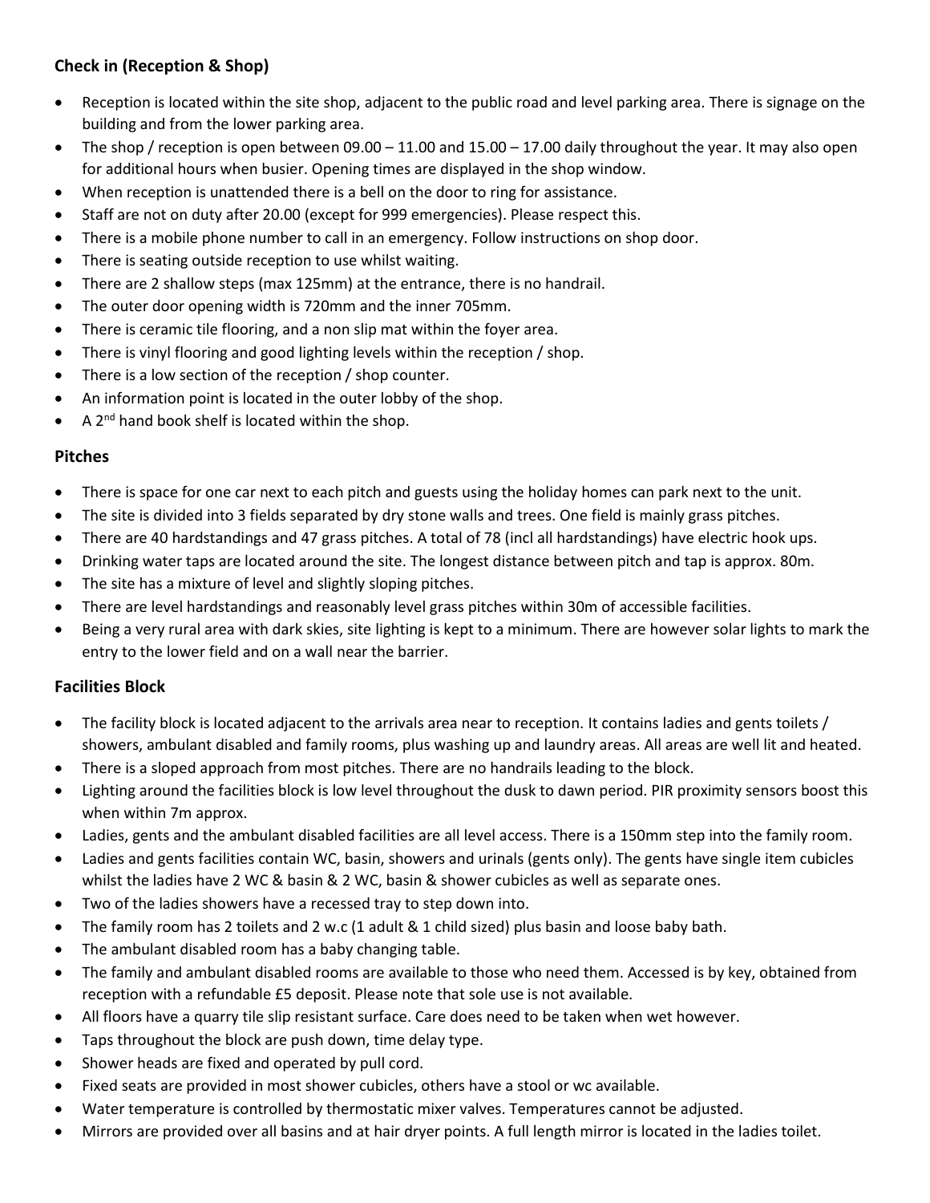### Check in (Reception & Shop)

- Reception is located within the site shop, adjacent to the public road and level parking area. There is signage on the building and from the lower parking area.
- The shop / reception is open between 09.00 – 11.00 and 15.00 – 17.00 daily throughout the year. It may also open for additional hours when busier. Opening times are displayed in the shop window.
- When reception is unattended there is a bell on the door to ring for assistance.
- Staff are not on duty after 20.00 (except for 999 emergencies). Please respect this.
- There is a mobile phone number to call in an emergency. Follow instructions on shop door.
- There is seating outside reception to use whilst waiting.
- There are 2 shallow steps (max 125mm) at the entrance, there is no handrail.
- The outer door opening width is 720mm and the inner 705mm.
- There is ceramic tile flooring, and a non slip mat within the foyer area.
- There is vinyl flooring and good lighting levels within the reception / shop.
- There is a low section of the reception / shop counter.
- An information point is located in the outer lobby of the shop.
- A 2nd hand book shelf is located within the shop.

### Pitches

- There is space for one car next to each pitch and guests using the holiday homes can park next to the unit.
- The site is divided into 3 fields separated by dry stone walls and trees. One field is mainly grass pitches.
- There are 40 hardstandings and 47 grass pitches. A total of 78 (incl all hardstandings) have electric hook ups.
- Drinking water taps are located around the site. The longest distance between pitch and tap is approx. 80m.
- The site has a mixture of level and slightly sloping pitches.
- There are level hardstandings and reasonably level grass pitches within 30m of accessible facilities.
- Being a very rural area with dark skies, site lighting is kept to a minimum. There are however solar lights to mark the entry to the lower field and on a wall near the barrier.

### Facilities Block

- The facility block is located adjacent to the arrivals area near to reception. It contains ladies and gents toilets / showers, ambulant disabled and family rooms, plus washing up and laundry areas. All areas are well lit and heated.
- There is a sloped approach from most pitches. There are no handrails leading to the block.
- Lighting around the facilities block is low level throughout the dusk to dawn period. PIR proximity sensors boost this when within 7m approx.
- Ladies, gents and the ambulant disabled facilities are all level access. There is a 150mm step into the family room.
- Ladies and gents facilities contain WC, basin, showers and urinals (gents only). The gents have single item cubicles whilst the ladies have 2 WC & basin & 2 WC, basin & shower cubicles as well as separate ones.
- Two of the ladies showers have a recessed tray to step down into.
- The family room has 2 toilets and 2 w.c (1 adult & 1 child sized) plus basin and loose baby bath.
- The ambulant disabled room has a baby changing table.
- The family and ambulant disabled rooms are available to those who need them. Accessed is by key, obtained from reception with a refundable £5 deposit. Please note that sole use is not available.
- All floors have a quarry tile slip resistant surface. Care does need to be taken when wet however.
- Taps throughout the block are push down, time delay type.
- Shower heads are fixed and operated by pull cord.
- Fixed seats are provided in most shower cubicles, others have a stool or wc available.
- Water temperature is controlled by thermostatic mixer valves. Temperatures cannot be adjusted.
- Mirrors are provided over all basins and at hair dryer points. A full length mirror is located in the ladies toilet.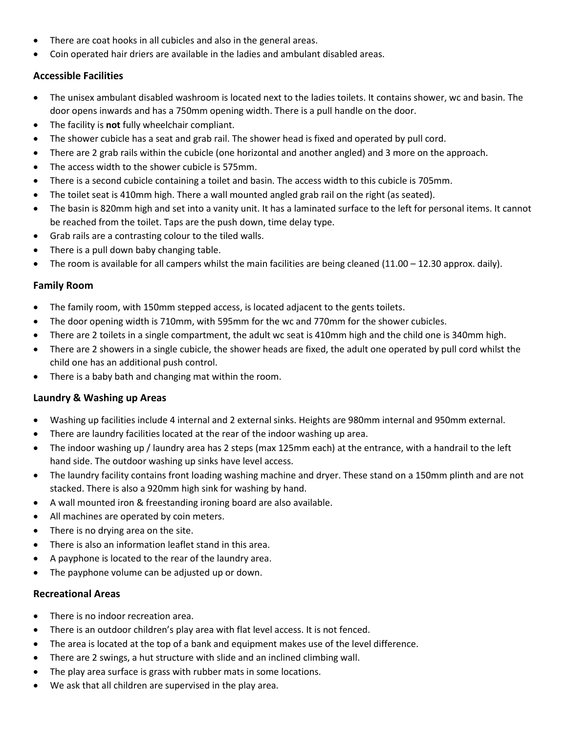- There are coat hooks in all cubicles and also in the general areas.
- Coin operated hair driers are available in the ladies and ambulant disabled areas.

### Accessible Facilities

- The unisex ambulant disabled washroom is located next to the ladies toilets. It contains shower, wc and basin. The door opens inwards and has a 750mm opening width. There is a pull handle on the door.
- The facility is **not** fully wheelchair compliant.
- The shower cubicle has a seat and grab rail. The shower head is fixed and operated by pull cord.
- There are 2 grab rails within the cubicle (one horizontal and another angled) and 3 more on the approach.
- The access width to the shower cubicle is 575mm.
- There is a second cubicle containing a toilet and basin. The access width to this cubicle is 705mm.
- The toilet seat is 410mm high. There a wall mounted angled grab rail on the right (as seated).
- The basin is 820mm high and set into a vanity unit. It has a laminated surface to the left for personal items. It cannot be reached from the toilet. Taps are the push down, time delay type.
- Grab rails are a contrasting colour to the tiled walls.
- There is a pull down baby changing table.
- The room is available for all campers whilst the main facilities are being cleaned (11.00 – 12.30 approx. daily).

### Family Room

- The family room, with 150mm stepped access, is located adjacent to the gents toilets.
- The door opening width is 710mm, with 595mm for the wc and 770mm for the shower cubicles.
- There are 2 toilets in a single compartment, the adult wc seat is 410mm high and the child one is 340mm high.
- There are 2 showers in a single cubicle, the shower heads are fixed, the adult one operated by pull cord whilst the child one has an additional push control.
- There is a baby bath and changing mat within the room.

### Laundry & Washing up Areas

- Washing up facilities include 4 internal and 2 external sinks. Heights are 980mm internal and 950mm external.
- There are laundry facilities located at the rear of the indoor washing up area.
- The indoor washing up / laundry area has 2 steps (max 125mm each) at the entrance, with a handrail to the left hand side. The outdoor washing up sinks have level access.
- The laundry facility contains front loading washing machine and dryer. These stand on a 150mm plinth and are not stacked. There is also a 920mm high sink for washing by hand.
- A wall mounted iron & freestanding ironing board are also available.
- All machines are operated by coin meters.
- There is no drying area on the site.
- There is also an information leaflet stand in this area.
- A payphone is located to the rear of the laundry area.
- The payphone volume can be adjusted up or down.

### Recreational Areas

- There is no indoor recreation area.
- There is an outdoor children's play area with flat level access. It is not fenced.
- The area is located at the top of a bank and equipment makes use of the level difference.
- There are 2 swings, a hut structure with slide and an inclined climbing wall.
- The play area surface is grass with rubber mats in some locations.
- We ask that all children are supervised in the play area.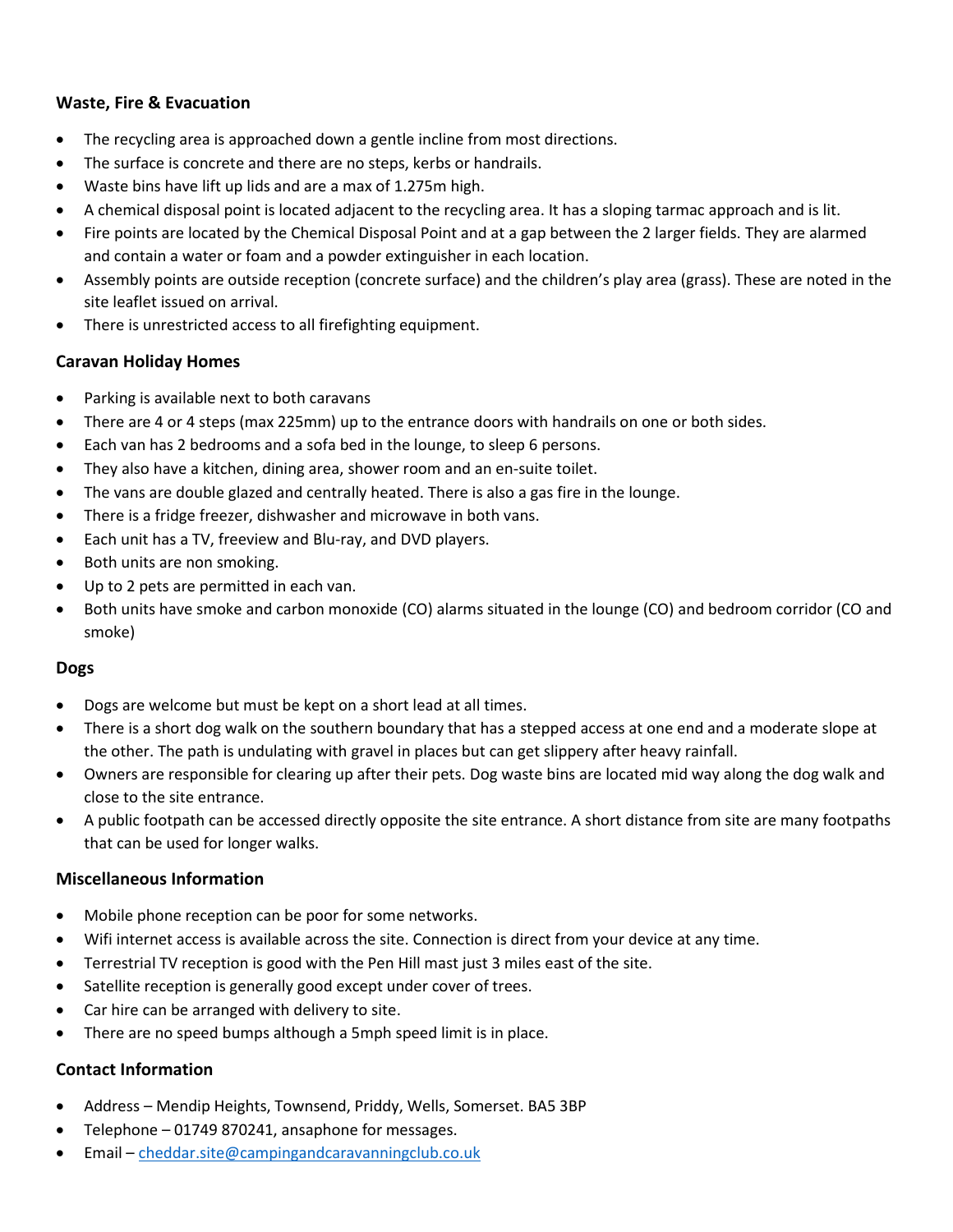### Waste, Fire & Evacuation

- The recycling area is approached down a gentle incline from most directions.
- The surface is concrete and there are no steps, kerbs or handrails.
- Waste bins have lift up lids and are a max of 1.275m high.
- A chemical disposal point is located adjacent to the recycling area. It has a sloping tarmac approach and is lit.
- Fire points are located by the Chemical Disposal Point and at a gap between the 2 larger fields. They are alarmed and contain a water or foam and a powder extinguisher in each location.
- Assembly points are outside reception (concrete surface) and the children's play area (grass). These are noted in the site leaflet issued on arrival.
- There is unrestricted access to all firefighting equipment.

### Caravan Holiday Homes

- Parking is available next to both caravans
- There are 4 or 4 steps (max 225mm) up to the entrance doors with handrails on one or both sides.
- Each van has 2 bedrooms and a sofa bed in the lounge, to sleep 6 persons.
- They also have a kitchen, dining area, shower room and an en-suite toilet.
- The vans are double glazed and centrally heated. There is also a gas fire in the lounge.
- There is a fridge freezer, dishwasher and microwave in both vans.
- Each unit has a TV, freeview and Blu-ray, and DVD players.
- Both units are non smoking.
- Up to 2 pets are permitted in each van.
- Both units have smoke and carbon monoxide (CO) alarms situated in the lounge (CO) and bedroom corridor (CO and smoke)

### Dogs

- Dogs are welcome but must be kept on a short lead at all times.
- There is a short dog walk on the southern boundary that has a stepped access at one end and a moderate slope at the other. The path is undulating with gravel in places but can get slippery after heavy rainfall.
- Owners are responsible for clearing up after their pets. Dog waste bins are located mid way along the dog walk and close to the site entrance.
- A public footpath can be accessed directly opposite the site entrance. A short distance from site are many footpaths that can be used for longer walks.

### Miscellaneous Information

- Mobile phone reception can be poor for some networks.
- Wifi internet access is available across the site. Connection is direct from your device at any time.
- Terrestrial TV reception is good with the Pen Hill mast just 3 miles east of the site.
- Satellite reception is generally good except under cover of trees.
- Car hire can be arranged with delivery to site.
- There are no speed bumps although a 5mph speed limit is in place.

### Contact Information

- Address – Mendip Heights, Townsend, Priddy, Wells, Somerset. BA5 3BP
- Telephone – 01749 870241, ansaphone for messages.
- Email – cheddar.site@campingandcaravanningclub.co.uk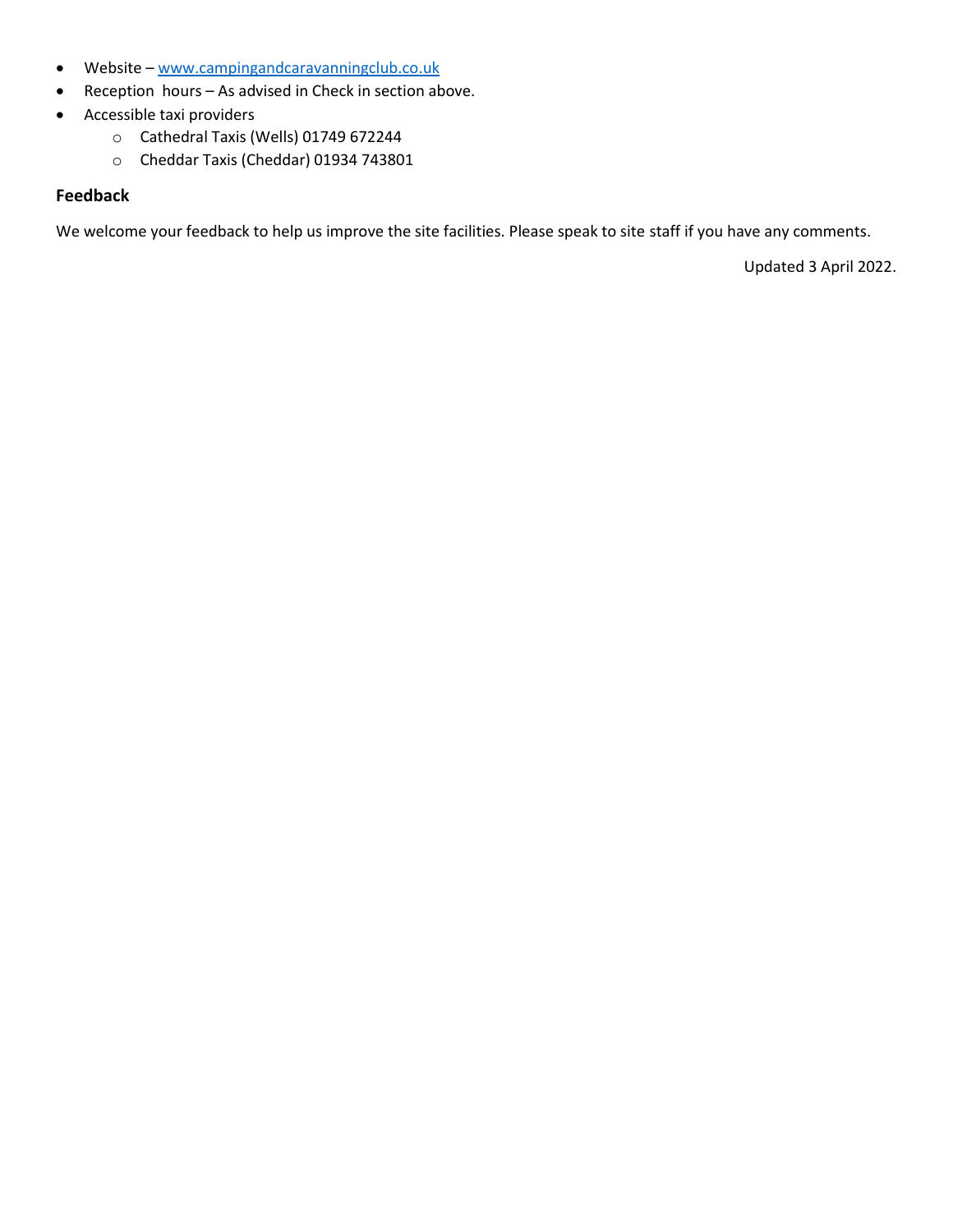- Website – [www.campingandcaravanningclub.co.uk](http://www.campingandcaravanningclub.co.uk)
- Reception hours – As advised in Check in section above.
- Accessible taxi providers
  - Cathedral Taxis (Wells) 01749 672244
  - Cheddar Taxis (Cheddar) 01934 743801

### Feedback

We welcome your feedback to help us improve the site facilities. Please speak to site staff if you have any comments.

Updated 3 April 2022.